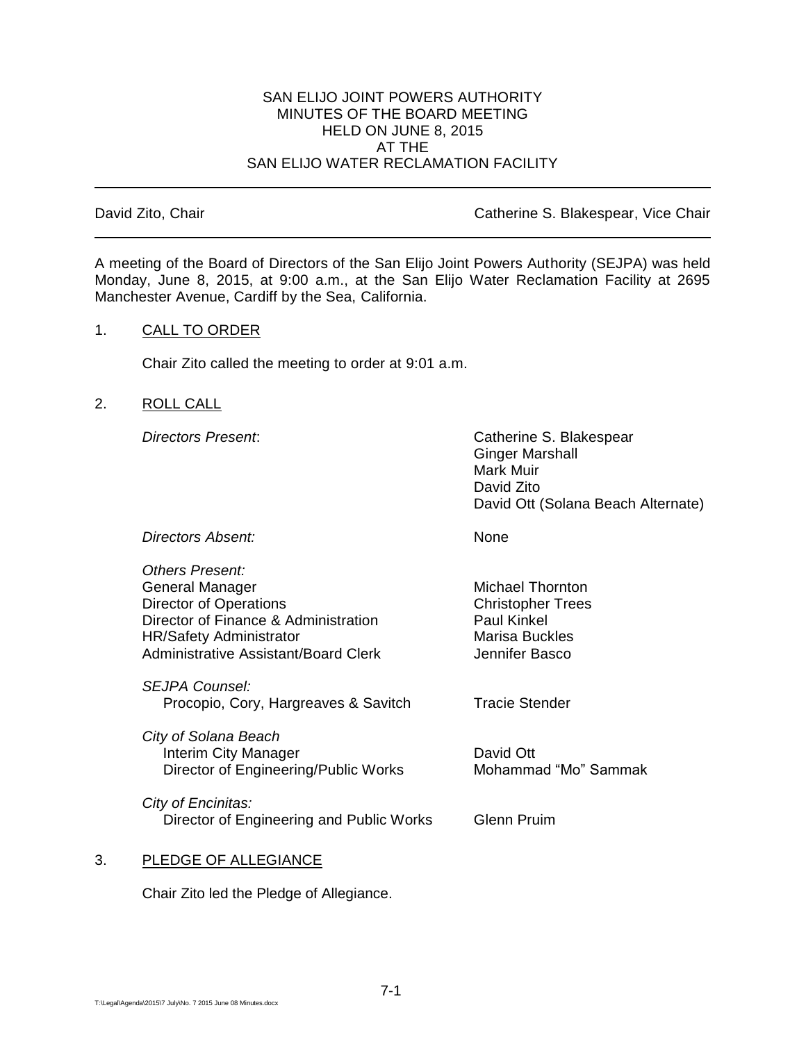SAN ELIJO JOINT POWERS AUTHORITY
MINUTES OF THE BOARD MEETING
HELD ON JUNE 8, 2015
AT THE
SAN ELIJO WATER RECLAMATION FACILITY

---

David Zito, Chair | Catherine S. Blakespear, Vice Chair

---

A meeting of the Board of Directors of the San Elijo Joint Powers Authority (SEJPA) was held Monday, June 8, 2015, at 9:00 a.m., at the San Elijo Water Reclamation Facility at 2695 Manchester Avenue, Cardiff by the Sea, California.

1. CALL TO ORDER

Chair Zito called the meeting to order at 9:01 a.m.

2. ROLL CALL

| | |
|---|---|
| *Directors Present*: | Catherine S. Blakespear<br>Ginger Marshall<br>Mark Muir<br>David Zito<br>David Ott (Solana Beach Alternate) |
| *Directors Absent:* | None |
| *Others Present:* | |
| General Manager | Michael Thornton |
| Director of Operations | Christopher Trees |
| Director of Finance & Administration | Paul Kinkel |
| HR/Safety Administrator | Marisa Buckles |
| Administrative Assistant/Board Clerk | Jennifer Basco |
| *SEJPA Counsel:* | |
| Procopio, Cory, Hargreaves & Savitch | Tracie Stender |
| *City of Solana Beach* | |
| Interim City Manager | David Ott |
| Director of Engineering/Public Works | Mohammad "Mo" Sammak |
| *City of Encinitas:* | |
| Director of Engineering and Public Works | Glenn Pruim |

3. PLEDGE OF ALLEGIANCE

Chair Zito led the Pledge of Allegiance.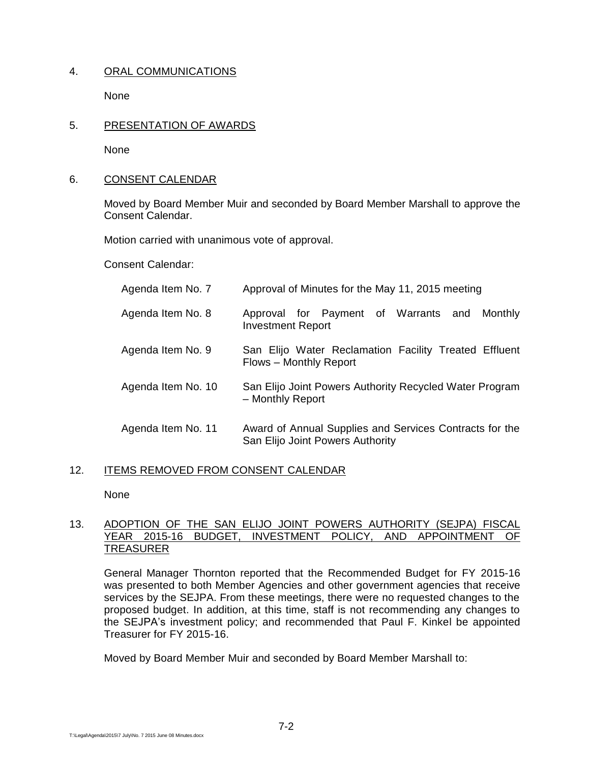4. <u>ORAL COMMUNICATIONS</u>

   None

5. <u>PRESENTATION OF AWARDS</u>

   None

6. <u>CONSENT CALENDAR</u>

   Moved by Board Member Muir and seconded by Board Member Marshall to approve the Consent Calendar.

   Motion carried with unanimous vote of approval.

   Consent Calendar:

| | |
|---|---|
| Agenda Item No. 7 | Approval of Minutes for the May 11, 2015 meeting |
| Agenda Item No. 8 | Approval for Payment of Warrants and Monthly Investment Report |
| Agenda Item No. 9 | San Elijo Water Reclamation Facility Treated Effluent Flows – Monthly Report |
| Agenda Item No. 10 | San Elijo Joint Powers Authority Recycled Water Program – Monthly Report |
| Agenda Item No. 11 | Award of Annual Supplies and Services Contracts for the San Elijo Joint Powers Authority |

12. <u>ITEMS REMOVED FROM CONSENT CALENDAR</u>

    None

13. <u>ADOPTION OF THE SAN ELIJO JOINT POWERS AUTHORITY (SEJPA) FISCAL YEAR 2015-16 BUDGET, INVESTMENT POLICY, AND APPOINTMENT OF TREASURER</u>

    General Manager Thornton reported that the Recommended Budget for FY 2015-16 was presented to both Member Agencies and other government agencies that receive services by the SEJPA. From these meetings, there were no requested changes to the proposed budget. In addition, at this time, staff is not recommending any changes to the SEJPA's investment policy; and recommended that Paul F. Kinkel be appointed Treasurer for FY 2015-16.

    Moved by Board Member Muir and seconded by Board Member Marshall to: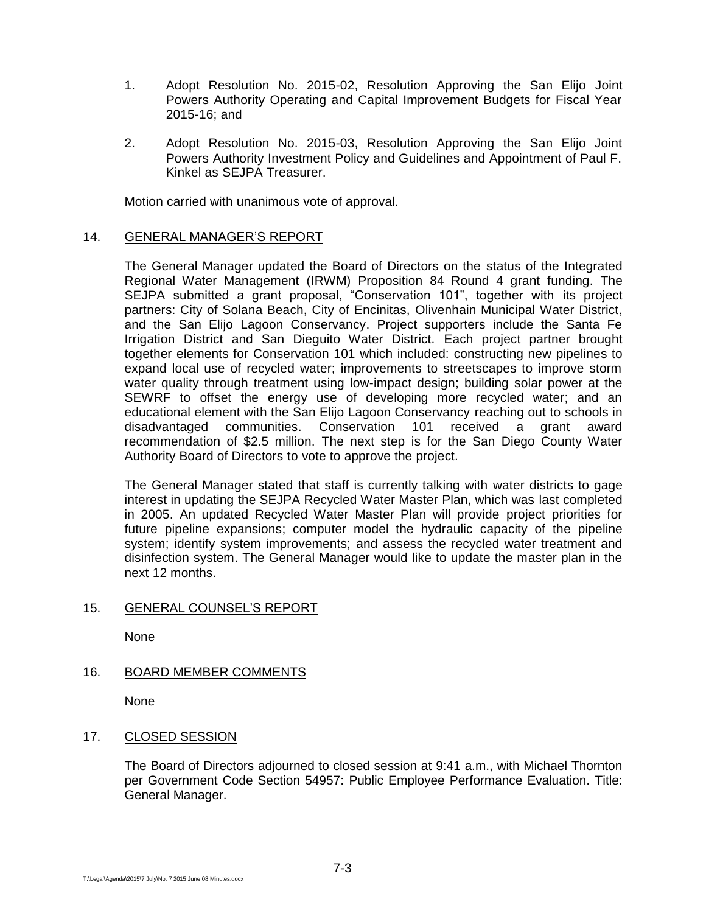1. Adopt Resolution No. 2015-02, Resolution Approving the San Elijo Joint Powers Authority Operating and Capital Improvement Budgets for Fiscal Year 2015-16; and

2. Adopt Resolution No. 2015-03, Resolution Approving the San Elijo Joint Powers Authority Investment Policy and Guidelines and Appointment of Paul F. Kinkel as SEJPA Treasurer.

Motion carried with unanimous vote of approval.

14. GENERAL MANAGER'S REPORT

The General Manager updated the Board of Directors on the status of the Integrated Regional Water Management (IRWM) Proposition 84 Round 4 grant funding. The SEJPA submitted a grant proposal, "Conservation 101", together with its project partners: City of Solana Beach, City of Encinitas, Olivenhain Municipal Water District, and the San Elijo Lagoon Conservancy. Project supporters include the Santa Fe Irrigation District and San Dieguito Water District. Each project partner brought together elements for Conservation 101 which included: constructing new pipelines to expand local use of recycled water; improvements to streetscapes to improve storm water quality through treatment using low-impact design; building solar power at the SEWRF to offset the energy use of developing more recycled water; and an educational element with the San Elijo Lagoon Conservancy reaching out to schools in disadvantaged communities. Conservation 101 received a grant award recommendation of $2.5 million. The next step is for the San Diego County Water Authority Board of Directors to vote to approve the project.

The General Manager stated that staff is currently talking with water districts to gage interest in updating the SEJPA Recycled Water Master Plan, which was last completed in 2005. An updated Recycled Water Master Plan will provide project priorities for future pipeline expansions; computer model the hydraulic capacity of the pipeline system; identify system improvements; and assess the recycled water treatment and disinfection system. The General Manager would like to update the master plan in the next 12 months.

15. GENERAL COUNSEL'S REPORT

None

16. BOARD MEMBER COMMENTS

None

17. CLOSED SESSION

The Board of Directors adjourned to closed session at 9:41 a.m., with Michael Thornton per Government Code Section 54957: Public Employee Performance Evaluation. Title: General Manager.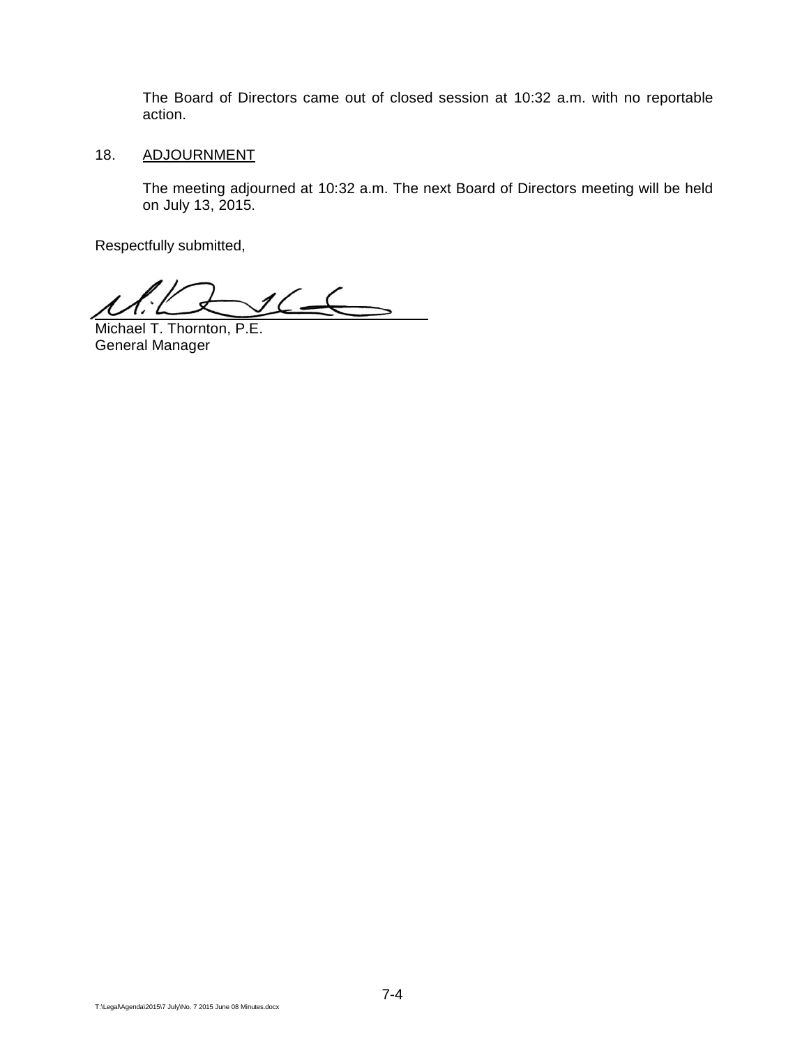The Board of Directors came out of closed session at 10:32 a.m. with no reportable action.

18. <u>ADJOURNMENT</u>

The meeting adjourned at 10:32 a.m. The next Board of Directors meeting will be held on July 13, 2015.

Respectfully submitted,

Michael T. Thornton, P.E.
General Manager

T:\Legal\Agenda\2015\7 July\No. 7 2015 June 08 Minutes.docx